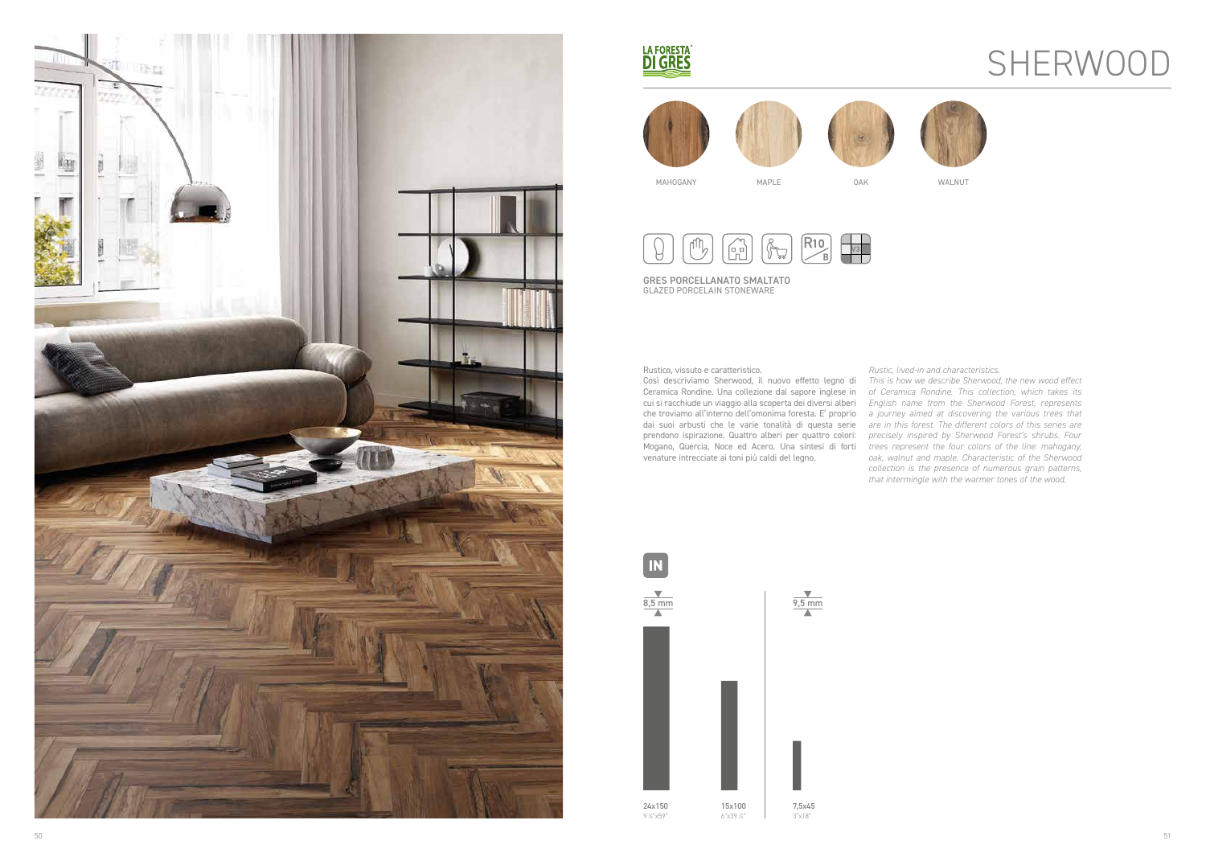LA FORESTA DI GRES

# SHERWOOD

MAHOGANY MAPLE OAK WALNUT

R10 B

V3

**GRES PORCELLANATO SMALTATO**
GLAZED PORCELAIN STONEWARE

Rustico, vissuto e caratteristico.
Così descriviamo Sherwood, il nuovo effetto legno di Ceramica Rondine. Una collezione dal sapore inglese in cui si racchiude un viaggio alla scoperta dei diversi alberi che troviamo all'interno dell'omonima foresta. E' proprio dai suoi arbusti che le varie tonalità di questa serie prendono ispirazione. Quattro alberi per quattro colori: Mogano, Quercia, Noce ed Acero. Una sintesi di forti venature intrecciate ai toni più caldi del legno.

*Rustic, lived-in and characteristics.*
*This is how we describe Sherwood, the new wood effect of Ceramica Rondine. This collection, which takes its English name from the Sherwood Forest, represents a journey aimed at discovering the various trees that are in this forest. The different colors of this series are precisely inspired by Sherwood Forest's shrubs. Four trees represent the four colors of the line: mahogany, oak, walnut and maple. Characteristic of the Sherwood collection is the presence of numerous grain patterns, that intermingle with the warmer tones of the wood.*

**IN**

8,5 mm

**24x150**
9 ½"x59"

**15x100**
6"x39 ⅜"

9,5 mm

**7,5x45**
3"x18"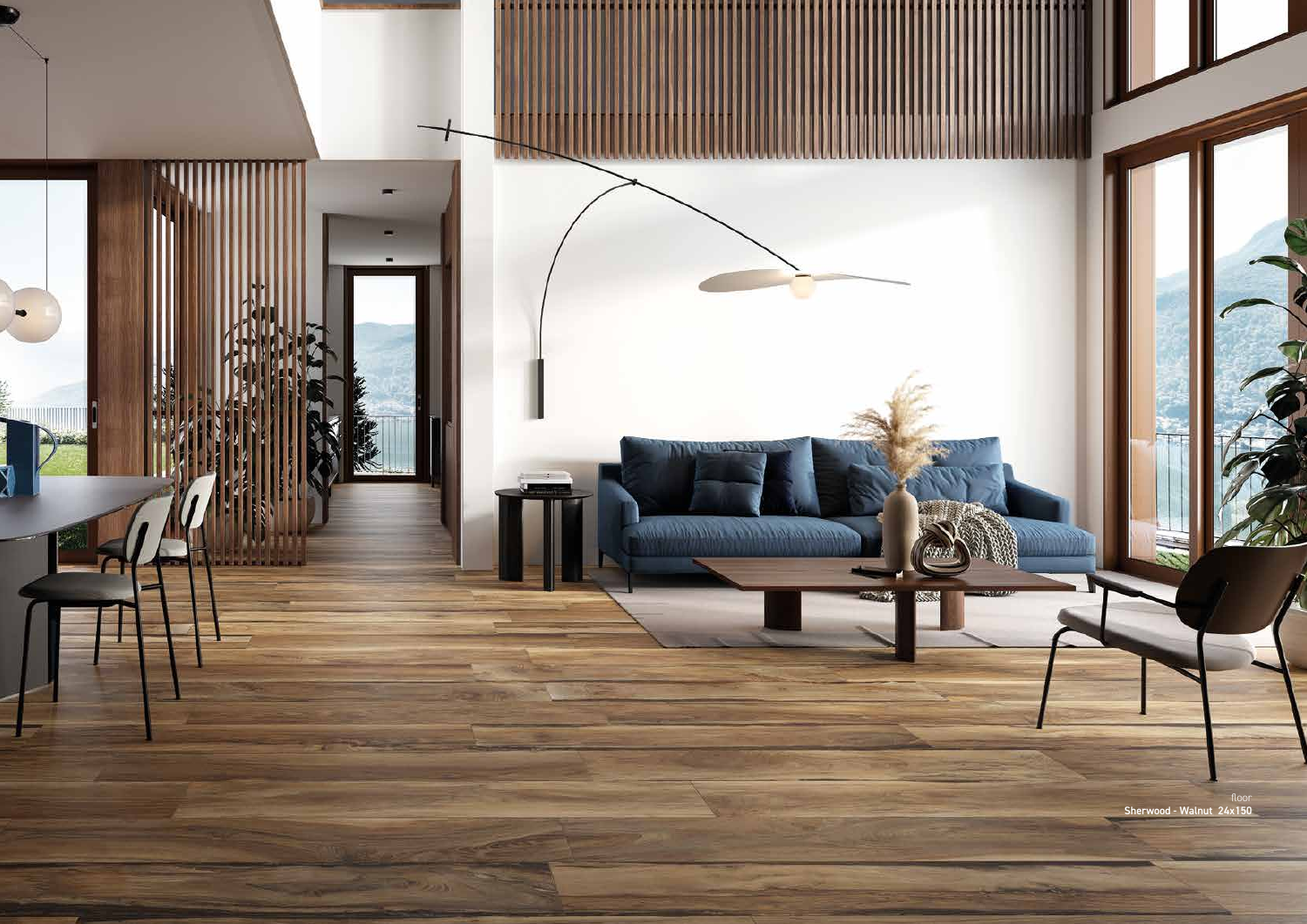floor
**Sherwood - Walnut 24x150**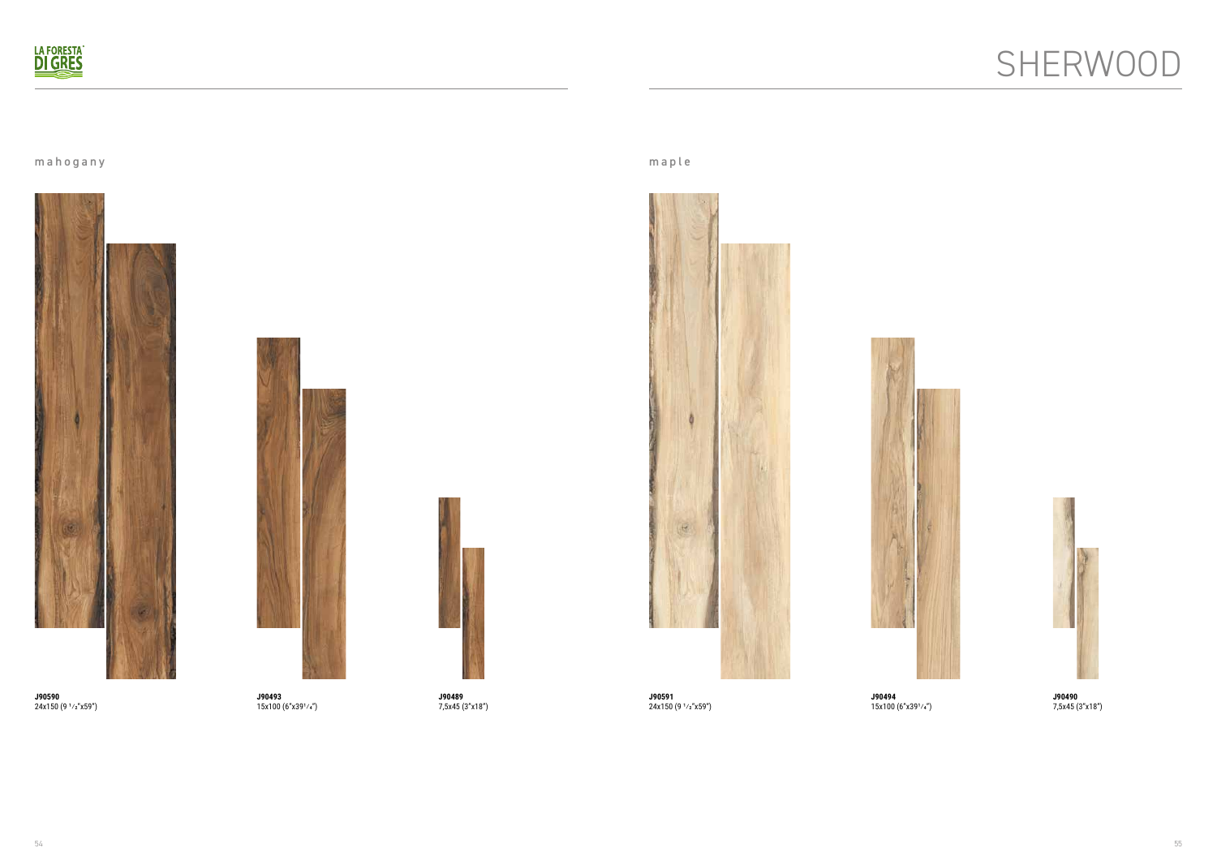# SHERWOOD

## mahogany

**J90590**
24x150 (9 1/2"x59")

**J90493**
15x100 (6"x39 1/4")

**J90489**
7,5x45 (3"x18")

## maple

**J90591**
24x150 (9 1/2"x59")

**J90494**
15x100 (6"x39 1/4")

**J90490**
7,5x45 (3"x18")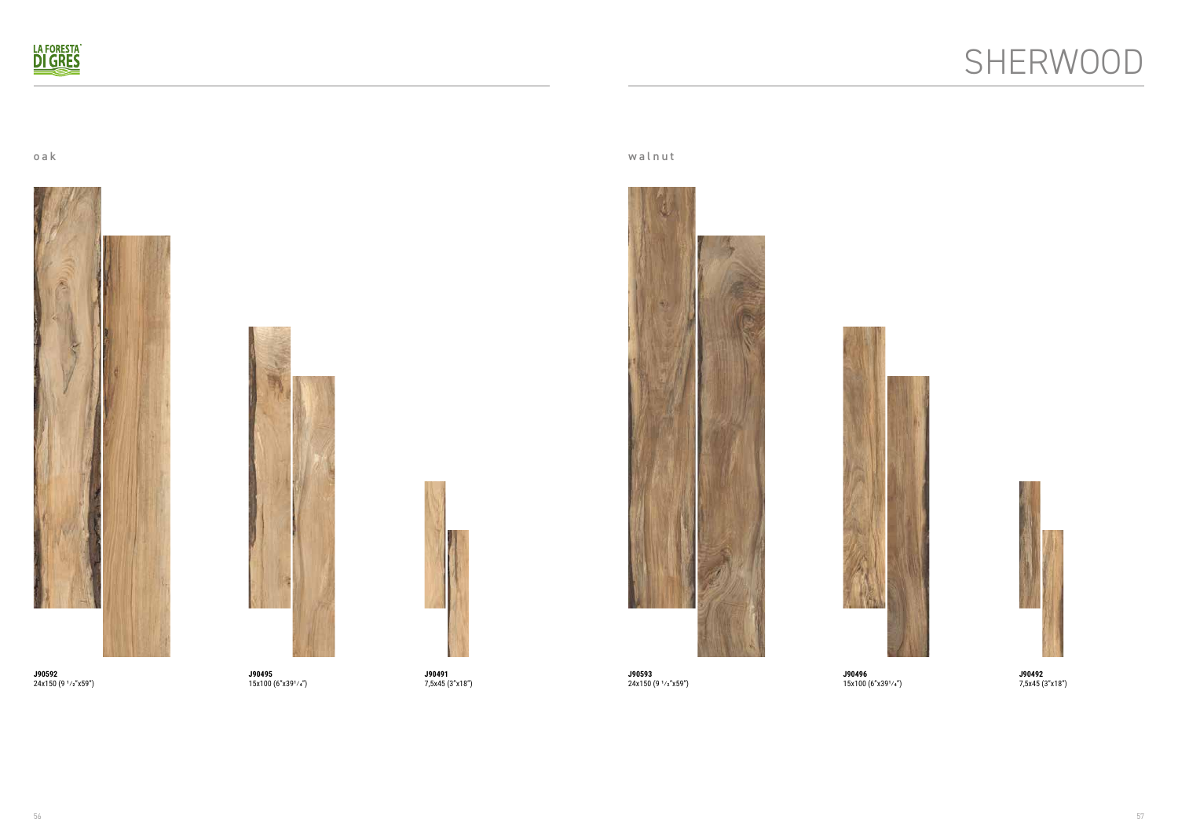# SHERWOOD

## oak

**J90592**
24x150 (9 ½"x59")

**J90495**
15x100 (6"x39¼")

**J90491**
7,5x45 (3"x18")

## walnut

**J90593**
24x150 (9 ½"x59")

**J90496**
15x100 (6"x39¼")

**J90492**
7,5x45 (3"x18")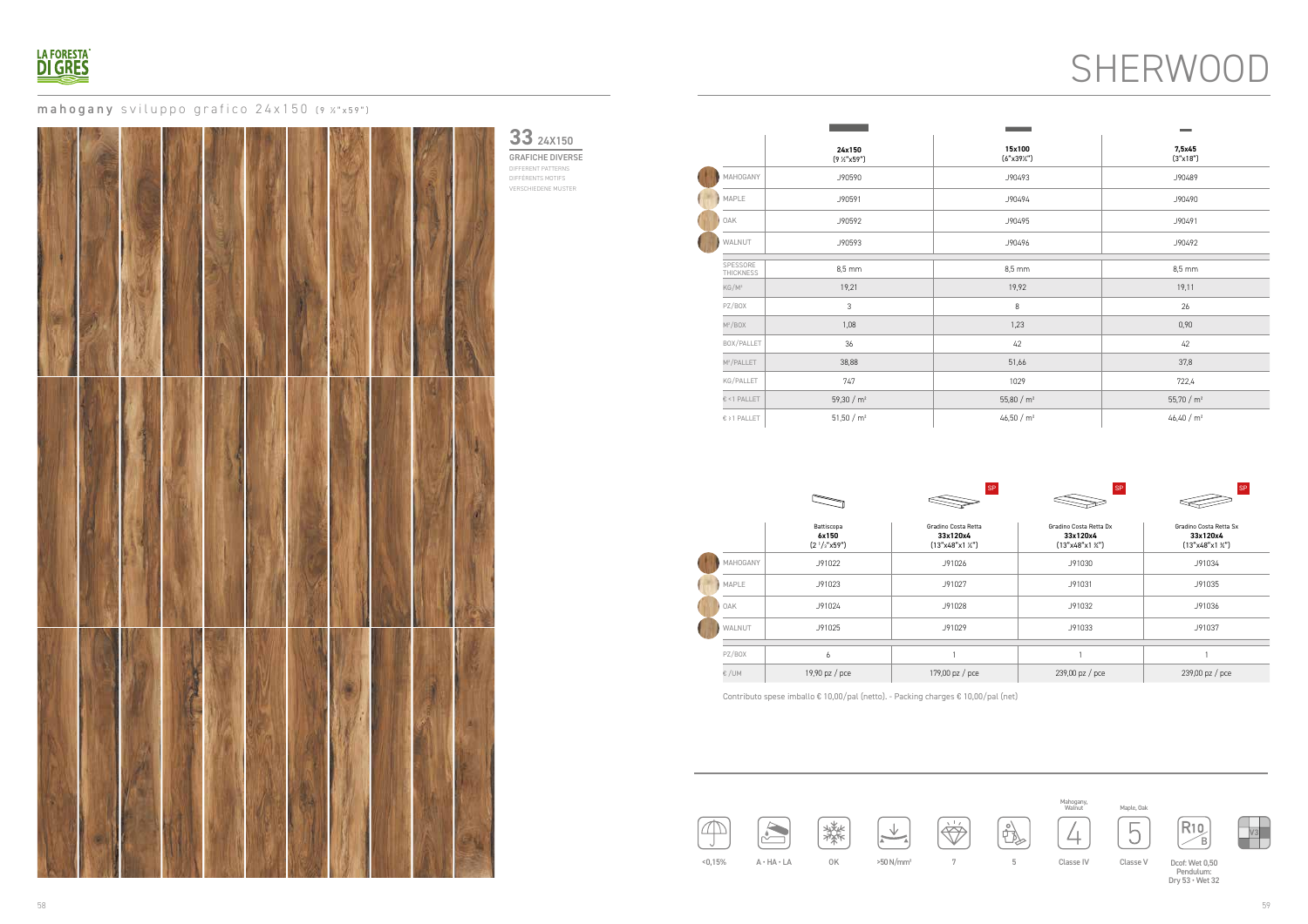LA FORESTA DI GRES

# SHERWOOD

**mahogany** sviluppo grafico 24x150 (9 ½"x59")

**33** 24X150
GRAFICHE DIVERSE
DIFFERENT PATTERNS
DIFFÉRENTS MOTIFS
VERSCHIEDENE MUSTER

| | 24x150 (9 ½"x59") | 15x100 (6"x39⅜") | 7,5x45 (3"x18") |
|---|---|---|---|
| MAHOGANY | J90590 | J90493 | J90489 |
| MAPLE | J90591 | J90494 | J90490 |
| OAK | J90592 | J90495 | J90491 |
| WALNUT | J90593 | J90496 | J90492 |
| SPESSORE THICKNESS | 8,5 mm | 8,5 mm | 8,5 mm |
| KG/M² | 19,21 | 19,92 | 19,11 |
| PZ/BOX | 3 | 8 | 26 |
| M²/BOX | 1,08 | 1,23 | 0,90 |
| BOX/PALLET | 36 | 42 | 42 |
| M²/PALLET | 38,88 | 51,66 | 37,8 |
| KG/PALLET | 747 | 1029 | 722,4 |
| € <1 PALLET | 59,30 / m² | 55,80 / m² | 55,70 / m² |
| € ≥1 PALLET | 51,50 / m² | 46,50 / m² | 46,40 / m² |

| | Battiscopa 6x150 (2 ⅓"x59") | Gradino Costa Retta 33x120x4 (13"x48"x1 ⅝") SP | Gradino Costa Retta Dx 33x120x4 (13"x48"x1 ⅝") SP | Gradino Costa Retta Sx 33x120x4 (13"x48"x1 ⅝") SP |
|---|---|---|---|---|
| MAHOGANY | J91022 | J91026 | J91030 | J91034 |
| MAPLE | J91023 | J91027 | J91031 | J91035 |
| OAK | J91024 | J91028 | J91032 | J91036 |
| WALNUT | J91025 | J91029 | J91033 | J91037 |
| PZ/BOX | 6 | 1 | 1 | 1 |
| € /UM | 19,90 pz / pce | 179,00 pz / pce | 239,00 pz / pce | 239,00 pz / pce |

Contributo spese imballo € 10,00/pal (netto). - Packing charges € 10,00/pal (net)

<0,15% · A • HA • LA · OK · >50 N/mm² · 7 · 5 · Mahogany, Walnut: 4 Classe IV · Maple, Oak: 5 Classe V · R10 B Dcof: Wet 0,50 Pendulum: Dry 53 • Wet 32 · V3